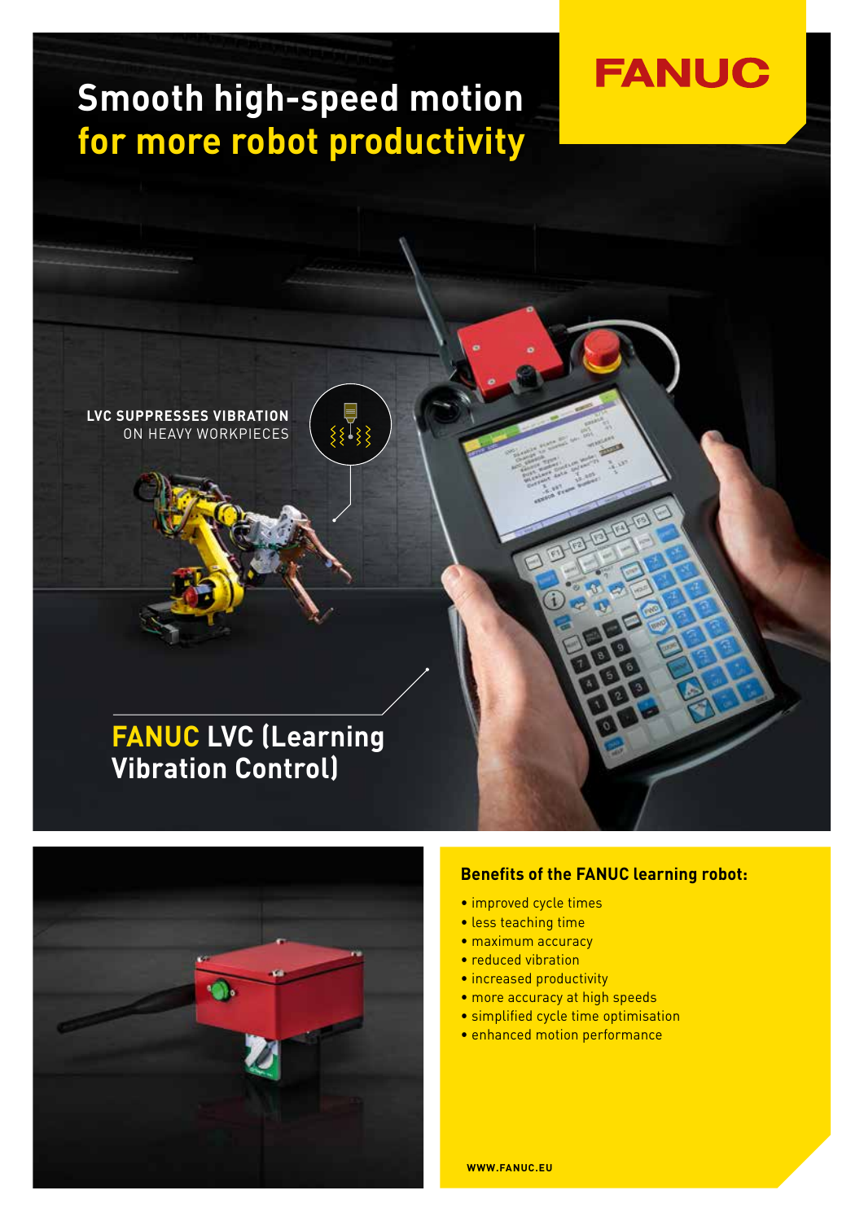FANUC

# Smooth high-speed motion for more robot productivity

**LVC SUPPRESSES VIBRATION**
ON HEAVY WORKPIECES

## FANUC LVC (Learning Vibration Control)

### Benefits of the FANUC learning robot:

- improved cycle times
- less teaching time
- maximum accuracy
- reduced vibration
- increased productivity
- more accuracy at high speeds
- simplified cycle time optimisation
- enhanced motion performance

**WWW.FANUC.EU**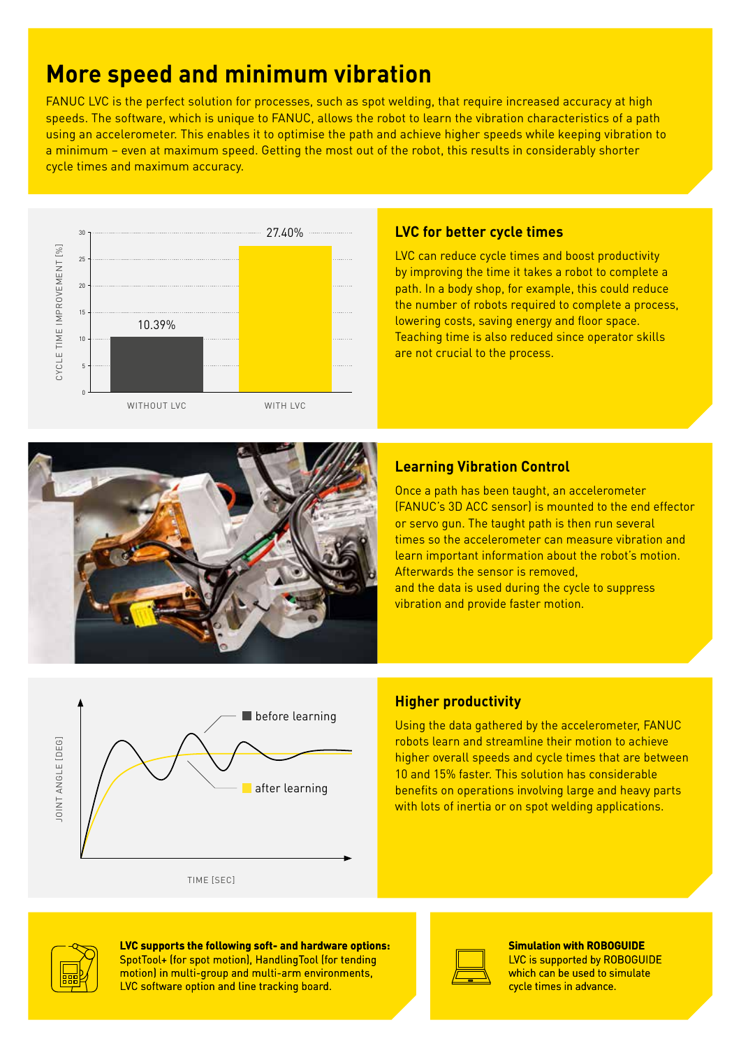# More speed and minimum vibration

FANUC LVC is the perfect solution for processes, such as spot welding, that require increased accuracy at high speeds. The software, which is unique to FANUC, allows the robot to learn the vibration characteristics of a path using an accelerometer. This enables it to optimise the path and achieve higher speeds while keeping vibration to a minimum – even at maximum speed. Getting the most out of the robot, this results in considerably shorter cycle times and maximum accuracy.

CYCLE TIME IMPROVEMENT [%]

30
25
20
15
10
5
0

10.39%
27.40%

WITHOUT LVC
WITH LVC

## LVC for better cycle times

LVC can reduce cycle times and boost productivity by improving the time it takes a robot to complete a path. In a body shop, for example, this could reduce the number of robots required to complete a process, lowering costs, saving energy and floor space. Teaching time is also reduced since operator skills are not crucial to the process.

## Learning Vibration Control

Once a path has been taught, an accelerometer (FANUC's 3D ACC sensor) is mounted to the end effector or servo gun. The taught path is then run several times so the accelerometer can measure vibration and learn important information about the robot's motion. Afterwards the sensor is removed, and the data is used during the cycle to suppress vibration and provide faster motion.

JOINT ANGLE [DEG]

before learning
after learning

TIME [SEC]

## Higher productivity

Using the data gathered by the accelerometer, FANUC robots learn and streamline their motion to achieve higher overall speeds and cycle times that are between 10 and 15% faster. This solution has considerable benefits on operations involving large and heavy parts with lots of inertia or on spot welding applications.

**LVC supports the following soft- and hardware options:**
SpotTool+ (for spot motion), HandlingTool (for tending motion) in multi-group and multi-arm environments, LVC software option and line tracking board.

**Simulation with ROBOGUIDE**
LVC is supported by ROBOGUIDE which can be used to simulate cycle times in advance.